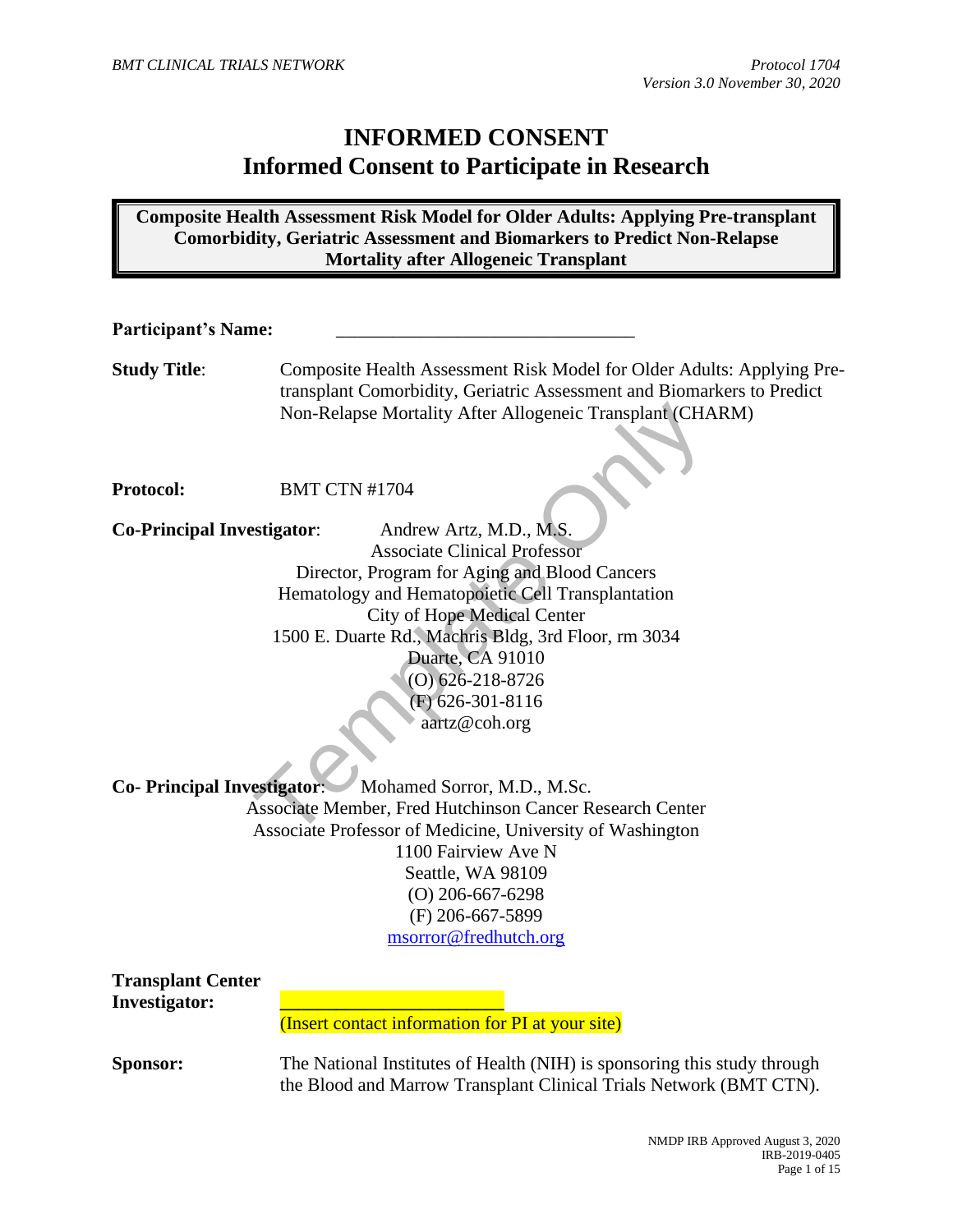# INFORMED CONSENT
# Informed Consent to Participate in Research

**Composite Health Assessment Risk Model for Older Adults: Applying Pre-transplant Comorbidity, Geriatric Assessment and Biomarkers to Predict Non-Relapse Mortality after Allogeneic Transplant**

**Participant's Name:** \_\_\_\_\_\_\_\_\_\_\_\_\_\_\_\_\_\_\_\_\_\_\_\_\_\_\_\_\_\_\_\_

**Study Title**: Composite Health Assessment Risk Model for Older Adults: Applying Pre-transplant Comorbidity, Geriatric Assessment and Biomarkers to Predict Non-Relapse Mortality After Allogeneic Transplant (CHARM)

**Protocol:** BMT CTN #1704

**Co-Principal Investigator**: Andrew Artz, M.D., M.S.
Associate Clinical Professor
Director, Program for Aging and Blood Cancers
Hematology and Hematopoietic Cell Transplantation
City of Hope Medical Center
1500 E. Duarte Rd., Machris Bldg, 3rd Floor, rm 3034
Duarte, CA 91010
(O) 626-218-8726
(F) 626-301-8116
aartz@coh.org

**Co- Principal Investigator**: Mohamed Sorror, M.D., M.Sc.
Associate Member, Fred Hutchinson Cancer Research Center
Associate Professor of Medicine, University of Washington
1100 Fairview Ave N
Seattle, WA 98109
(O) 206-667-6298
(F) 206-667-5899
msorror@fredhutch.org

**Transplant Center Investigator:** \_\_\_\_\_\_\_\_\_\_\_\_\_\_\_\_\_\_\_\_\_\_\_\_
(Insert contact information for PI at your site)

**Sponsor:** The National Institutes of Health (NIH) is sponsoring this study through the Blood and Marrow Transplant Clinical Trials Network (BMT CTN).

NMDP IRB Approved August 3, 2020
IRB-2019-0405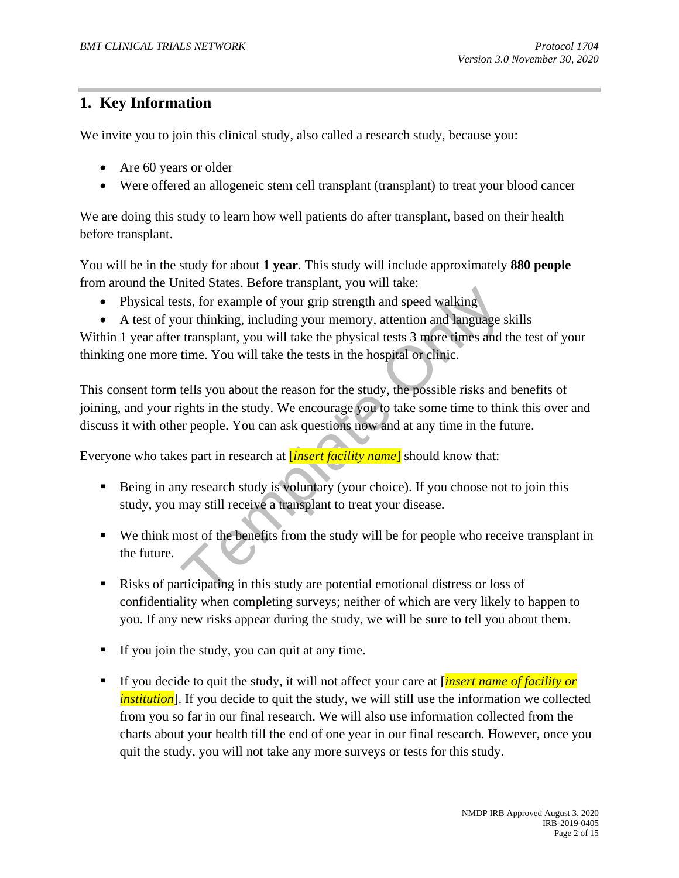## 1. Key Information

We invite you to join this clinical study, also called a research study, because you:

- Are 60 years or older
- Were offered an allogeneic stem cell transplant (transplant) to treat your blood cancer

We are doing this study to learn how well patients do after transplant, based on their health before transplant.

You will be in the study for about **1 year**. This study will include approximately **880 people** from around the United States. Before transplant, you will take:

- Physical tests, for example of your grip strength and speed walking
- A test of your thinking, including your memory, attention and language skills

Within 1 year after transplant, you will take the physical tests 3 more times and the test of your thinking one more time. You will take the tests in the hospital or clinic.

This consent form tells you about the reason for the study, the possible risks and benefits of joining, and your rights in the study. We encourage you to take some time to think this over and discuss it with other people. You can ask questions now and at any time in the future.

Everyone who takes part in research at [*insert facility name*] should know that:

- Being in any research study is voluntary (your choice). If you choose not to join this study, you may still receive a transplant to treat your disease.
- We think most of the benefits from the study will be for people who receive transplant in the future.
- Risks of participating in this study are potential emotional distress or loss of confidentiality when completing surveys; neither of which are very likely to happen to you. If any new risks appear during the study, we will be sure to tell you about them.
- If you join the study, you can quit at any time.
- If you decide to quit the study, it will not affect your care at [*insert name of facility or institution*]. If you decide to quit the study, we will still use the information we collected from you so far in our final research. We will also use information collected from the charts about your health till the end of one year in our final research. However, once you quit the study, you will not take any more surveys or tests for this study.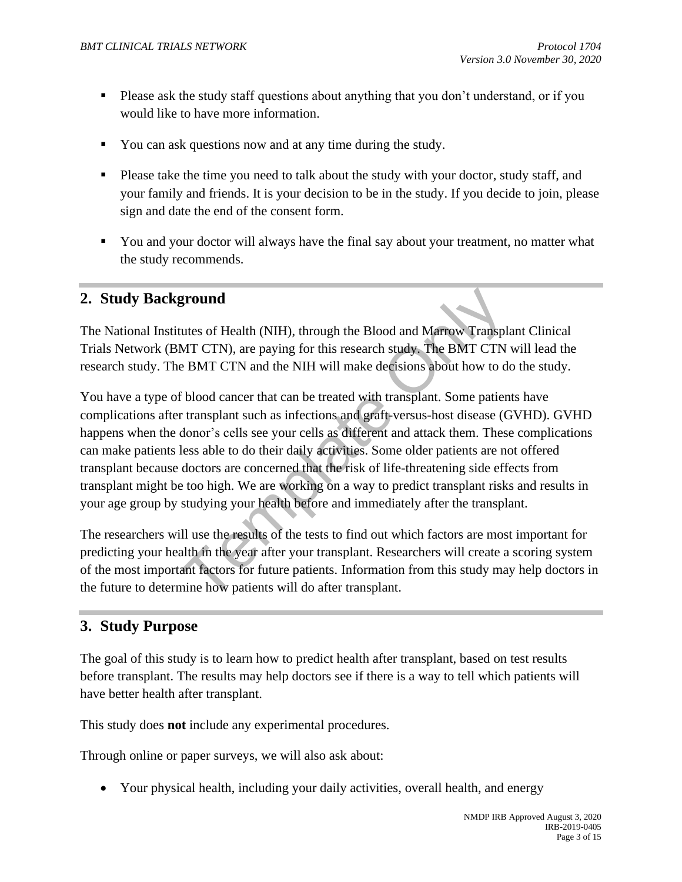- Please ask the study staff questions about anything that you don't understand, or if you would like to have more information.
- You can ask questions now and at any time during the study.
- Please take the time you need to talk about the study with your doctor, study staff, and your family and friends. It is your decision to be in the study. If you decide to join, please sign and date the end of the consent form.
- You and your doctor will always have the final say about your treatment, no matter what the study recommends.

## 2. Study Background

The National Institutes of Health (NIH), through the Blood and Marrow Transplant Clinical Trials Network (BMT CTN), are paying for this research study. The BMT CTN will lead the research study. The BMT CTN and the NIH will make decisions about how to do the study.

You have a type of blood cancer that can be treated with transplant. Some patients have complications after transplant such as infections and graft-versus-host disease (GVHD). GVHD happens when the donor's cells see your cells as different and attack them. These complications can make patients less able to do their daily activities. Some older patients are not offered transplant because doctors are concerned that the risk of life-threatening side effects from transplant might be too high. We are working on a way to predict transplant risks and results in your age group by studying your health before and immediately after the transplant.

The researchers will use the results of the tests to find out which factors are most important for predicting your health in the year after your transplant. Researchers will create a scoring system of the most important factors for future patients. Information from this study may help doctors in the future to determine how patients will do after transplant.

## 3. Study Purpose

The goal of this study is to learn how to predict health after transplant, based on test results before transplant. The results may help doctors see if there is a way to tell which patients will have better health after transplant.

This study does **not** include any experimental procedures.

Through online or paper surveys, we will also ask about:

- Your physical health, including your daily activities, overall health, and energy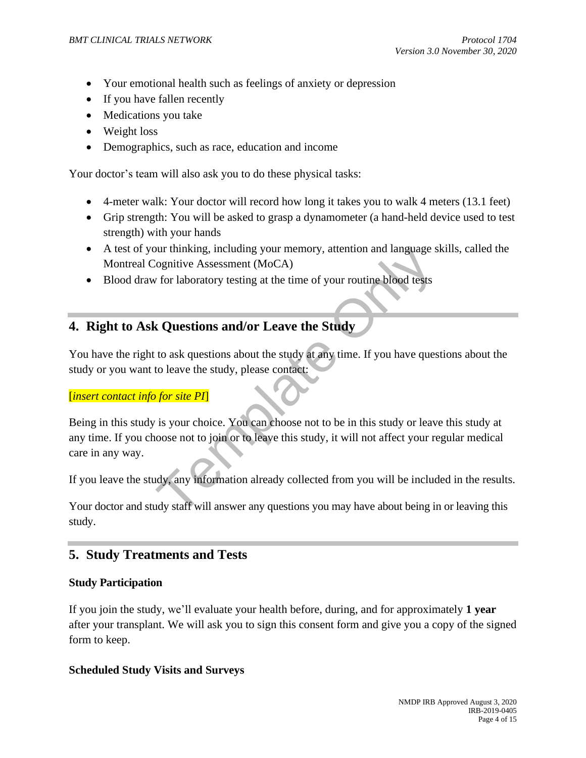- Your emotional health such as feelings of anxiety or depression
- If you have fallen recently
- Medications you take
- Weight loss
- Demographics, such as race, education and income

Your doctor's team will also ask you to do these physical tasks:

- 4-meter walk: Your doctor will record how long it takes you to walk 4 meters (13.1 feet)
- Grip strength: You will be asked to grasp a dynamometer (a hand-held device used to test strength) with your hands
- A test of your thinking, including your memory, attention and language skills, called the Montreal Cognitive Assessment (MoCA)
- Blood draw for laboratory testing at the time of your routine blood tests

## 4. Right to Ask Questions and/or Leave the Study

You have the right to ask questions about the study at any time. If you have questions about the study or you want to leave the study, please contact:

[*insert contact info for site PI*]

Being in this study is your choice. You can choose not to be in this study or leave this study at any time. If you choose not to join or to leave this study, it will not affect your regular medical care in any way.

If you leave the study, any information already collected from you will be included in the results.

Your doctor and study staff will answer any questions you may have about being in or leaving this study.

## 5. Study Treatments and Tests

### Study Participation

If you join the study, we'll evaluate your health before, during, and for approximately **1 year** after your transplant. We will ask you to sign this consent form and give you a copy of the signed form to keep.

### Scheduled Study Visits and Surveys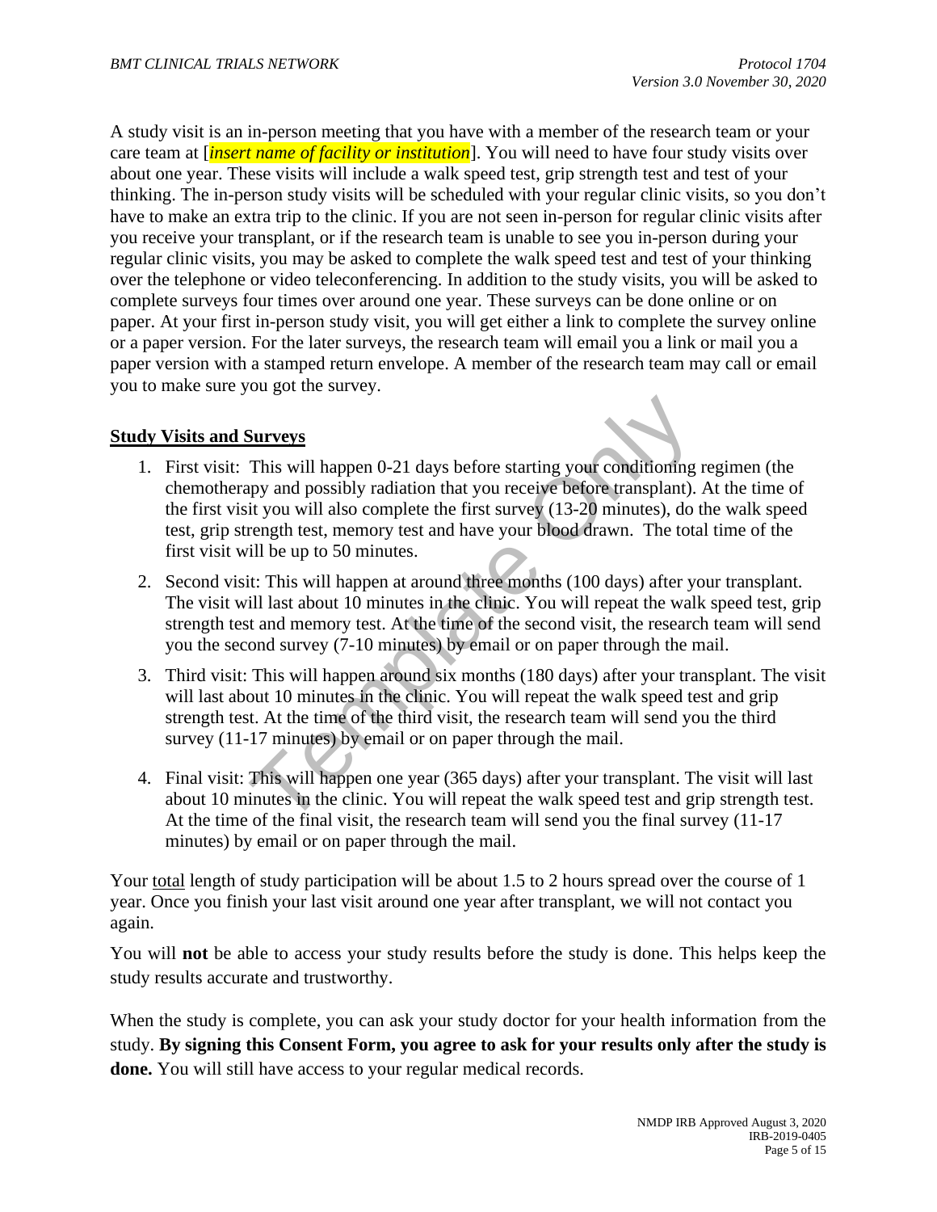A study visit is an in-person meeting that you have with a member of the research team or your care team at [*insert name of facility or institution*]. You will need to have four study visits over about one year. These visits will include a walk speed test, grip strength test and test of your thinking. The in-person study visits will be scheduled with your regular clinic visits, so you don't have to make an extra trip to the clinic. If you are not seen in-person for regular clinic visits after you receive your transplant, or if the research team is unable to see you in-person during your regular clinic visits, you may be asked to complete the walk speed test and test of your thinking over the telephone or video teleconferencing. In addition to the study visits, you will be asked to complete surveys four times over around one year. These surveys can be done online or on paper. At your first in-person study visit, you will get either a link to complete the survey online or a paper version. For the later surveys, the research team will email you a link or mail you a paper version with a stamped return envelope. A member of the research team may call or email you to make sure you got the survey.

**Study Visits and Surveys**

1. First visit: This will happen 0-21 days before starting your conditioning regimen (the chemotherapy and possibly radiation that you receive before transplant). At the time of the first visit you will also complete the first survey (13-20 minutes), do the walk speed test, grip strength test, memory test and have your blood drawn. The total time of the first visit will be up to 50 minutes.
2. Second visit: This will happen at around three months (100 days) after your transplant. The visit will last about 10 minutes in the clinic. You will repeat the walk speed test, grip strength test and memory test. At the time of the second visit, the research team will send you the second survey (7-10 minutes) by email or on paper through the mail.
3. Third visit: This will happen around six months (180 days) after your transplant. The visit will last about 10 minutes in the clinic. You will repeat the walk speed test and grip strength test. At the time of the third visit, the research team will send you the third survey (11-17 minutes) by email or on paper through the mail.
4. Final visit: This will happen one year (365 days) after your transplant. The visit will last about 10 minutes in the clinic. You will repeat the walk speed test and grip strength test. At the time of the final visit, the research team will send you the final survey (11-17 minutes) by email or on paper through the mail.

Your total length of study participation will be about 1.5 to 2 hours spread over the course of 1 year. Once you finish your last visit around one year after transplant, we will not contact you again.

You will **not** be able to access your study results before the study is done. This helps keep the study results accurate and trustworthy.

When the study is complete, you can ask your study doctor for your health information from the study. **By signing this Consent Form, you agree to ask for your results only after the study is done.** You will still have access to your regular medical records.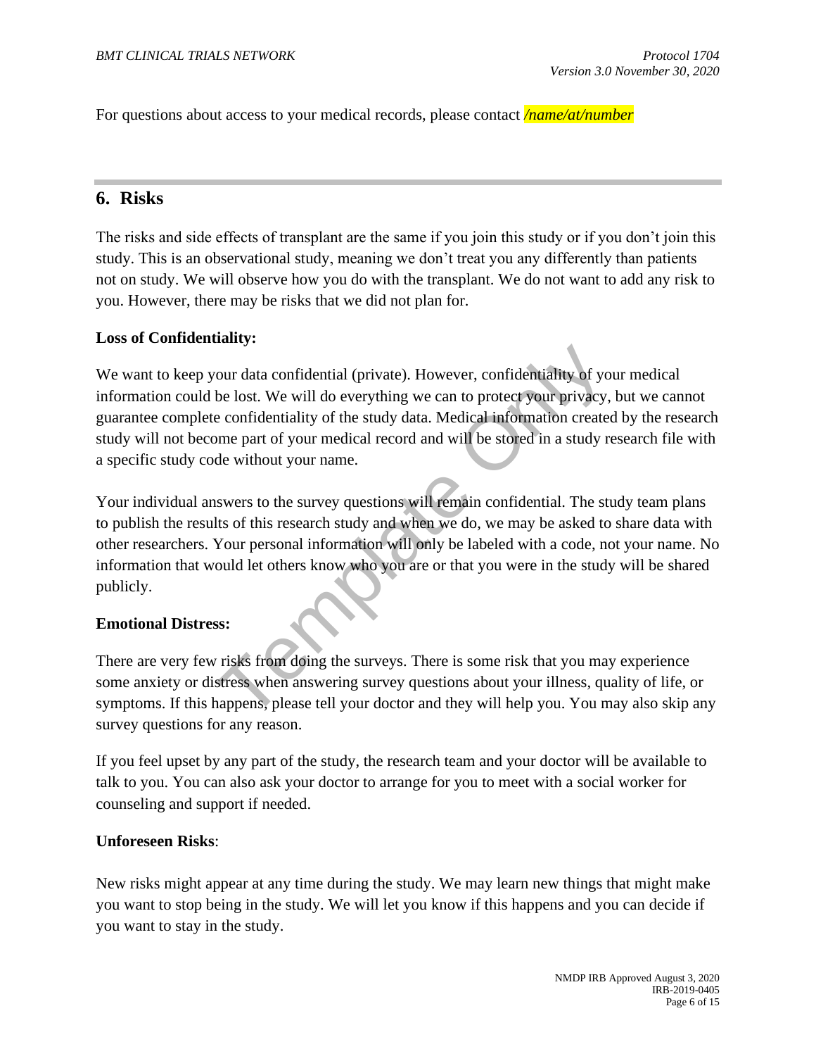For questions about access to your medical records, please contact */name/at/number*

## 6. Risks

The risks and side effects of transplant are the same if you join this study or if you don't join this study. This is an observational study, meaning we don't treat you any differently than patients not on study. We will observe how you do with the transplant. We do not want to add any risk to you. However, there may be risks that we did not plan for.

**Loss of Confidentiality:**

We want to keep your data confidential (private). However, confidentiality of your medical information could be lost. We will do everything we can to protect your privacy, but we cannot guarantee complete confidentiality of the study data. Medical information created by the research study will not become part of your medical record and will be stored in a study research file with a specific study code without your name.

Your individual answers to the survey questions will remain confidential. The study team plans to publish the results of this research study and when we do, we may be asked to share data with other researchers. Your personal information will only be labeled with a code, not your name. No information that would let others know who you are or that you were in the study will be shared publicly.

**Emotional Distress:**

There are very few risks from doing the surveys. There is some risk that you may experience some anxiety or distress when answering survey questions about your illness, quality of life, or symptoms. If this happens, please tell your doctor and they will help you. You may also skip any survey questions for any reason.

If you feel upset by any part of the study, the research team and your doctor will be available to talk to you. You can also ask your doctor to arrange for you to meet with a social worker for counseling and support if needed.

**Unforeseen Risks**:

New risks might appear at any time during the study. We may learn new things that might make you want to stop being in the study. We will let you know if this happens and you can decide if you want to stay in the study.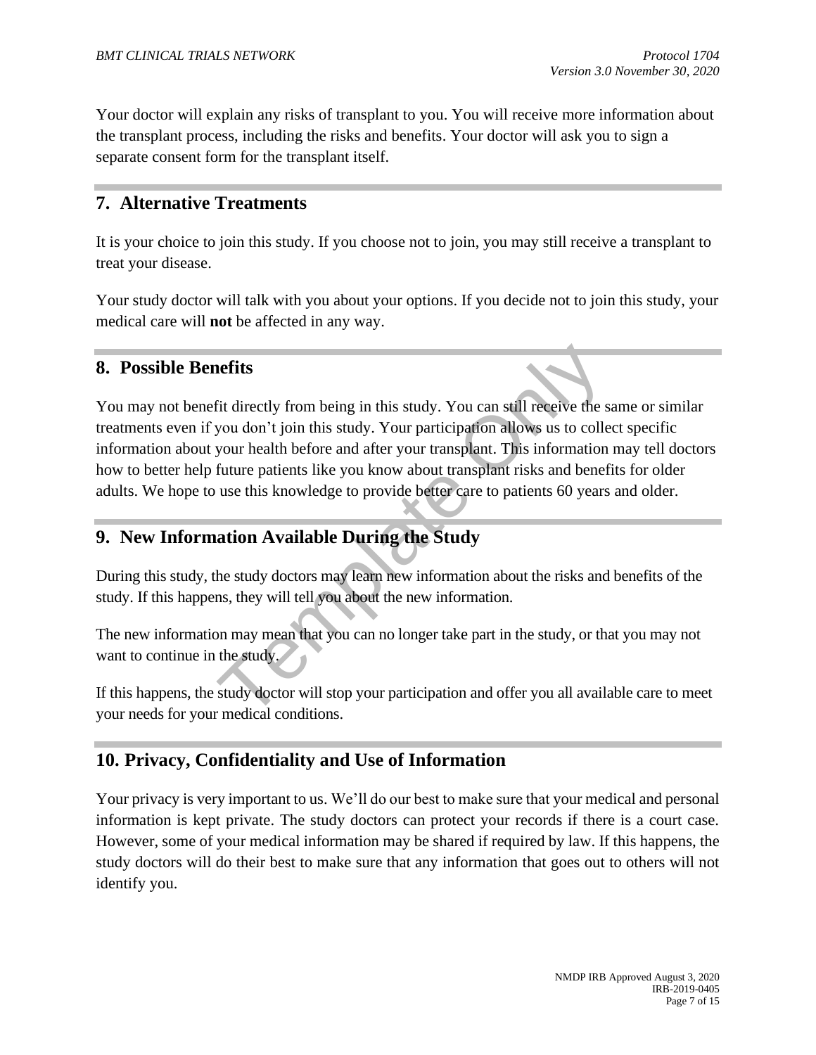Your doctor will explain any risks of transplant to you. You will receive more information about the transplant process, including the risks and benefits. Your doctor will ask you to sign a separate consent form for the transplant itself.

## 7. Alternative Treatments

It is your choice to join this study. If you choose not to join, you may still receive a transplant to treat your disease.

Your study doctor will talk with you about your options. If you decide not to join this study, your medical care will **not** be affected in any way.

## 8. Possible Benefits

You may not benefit directly from being in this study. You can still receive the same or similar treatments even if you don't join this study. Your participation allows us to collect specific information about your health before and after your transplant. This information may tell doctors how to better help future patients like you know about transplant risks and benefits for older adults. We hope to use this knowledge to provide better care to patients 60 years and older.

## 9. New Information Available During the Study

During this study, the study doctors may learn new information about the risks and benefits of the study. If this happens, they will tell you about the new information.

The new information may mean that you can no longer take part in the study, or that you may not want to continue in the study.

If this happens, the study doctor will stop your participation and offer you all available care to meet your needs for your medical conditions.

## 10. Privacy, Confidentiality and Use of Information

Your privacy is very important to us. We'll do our best to make sure that your medical and personal information is kept private. The study doctors can protect your records if there is a court case. However, some of your medical information may be shared if required by law. If this happens, the study doctors will do their best to make sure that any information that goes out to others will not identify you.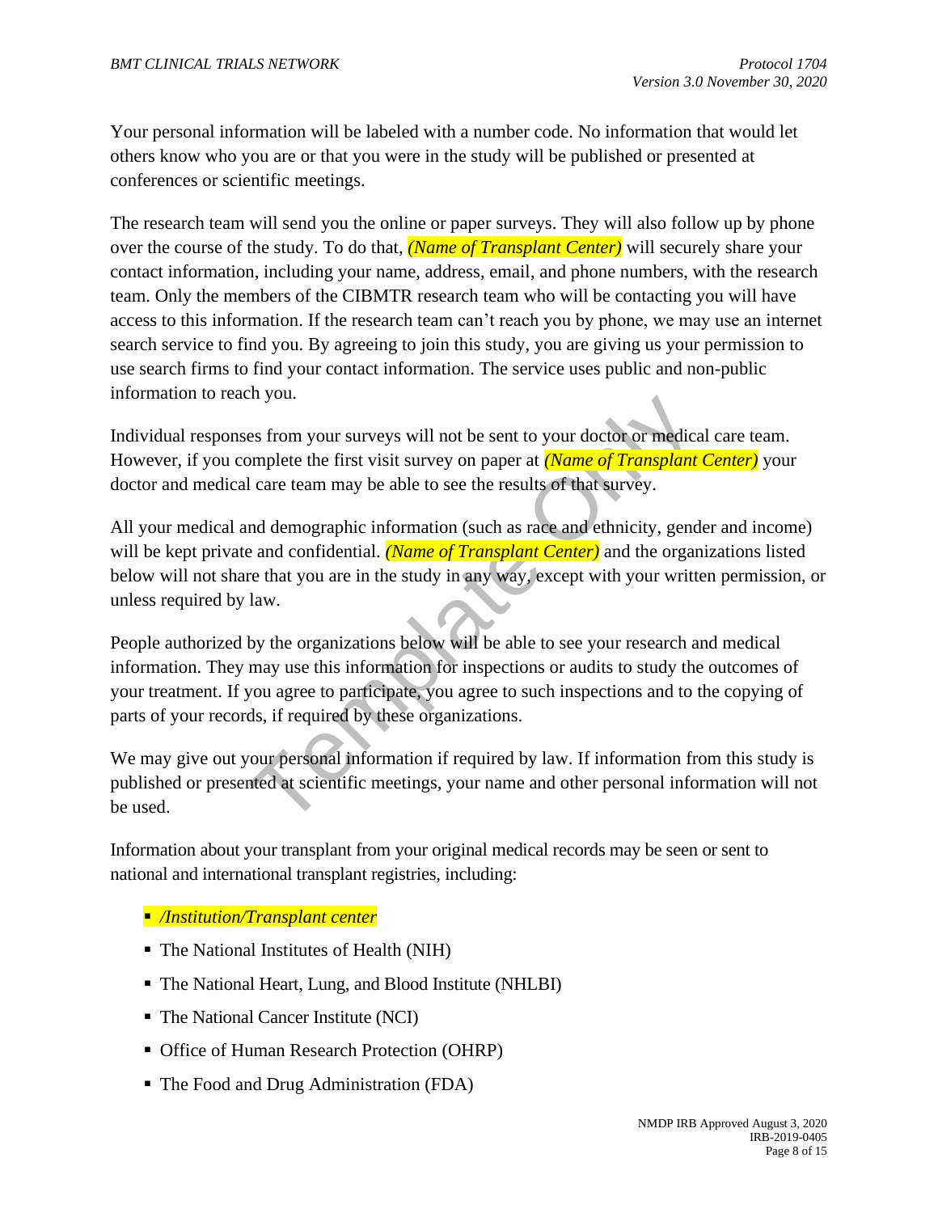Your personal information will be labeled with a number code. No information that would let others know who you are or that you were in the study will be published or presented at conferences or scientific meetings.

The research team will send you the online or paper surveys. They will also follow up by phone over the course of the study. To do that, *(Name of Transplant Center)* will securely share your contact information, including your name, address, email, and phone numbers, with the research team. Only the members of the CIBMTR research team who will be contacting you will have access to this information. If the research team can't reach you by phone, we may use an internet search service to find you. By agreeing to join this study, you are giving us your permission to use search firms to find your contact information. The service uses public and non-public information to reach you.

Individual responses from your surveys will not be sent to your doctor or medical care team. However, if you complete the first visit survey on paper at *(Name of Transplant Center)* your doctor and medical care team may be able to see the results of that survey.

All your medical and demographic information (such as race and ethnicity, gender and income) will be kept private and confidential. *(Name of Transplant Center)* and the organizations listed below will not share that you are in the study in any way, except with your written permission, or unless required by law.

People authorized by the organizations below will be able to see your research and medical information. They may use this information for inspections or audits to study the outcomes of your treatment. If you agree to participate, you agree to such inspections and to the copying of parts of your records, if required by these organizations.

We may give out your personal information if required by law. If information from this study is published or presented at scientific meetings, your name and other personal information will not be used.

Information about your transplant from your original medical records may be seen or sent to national and international transplant registries, including:

- */Institution/Transplant center*
- The National Institutes of Health (NIH)
- The National Heart, Lung, and Blood Institute (NHLBI)
- The National Cancer Institute (NCI)
- Office of Human Research Protection (OHRP)
- The Food and Drug Administration (FDA)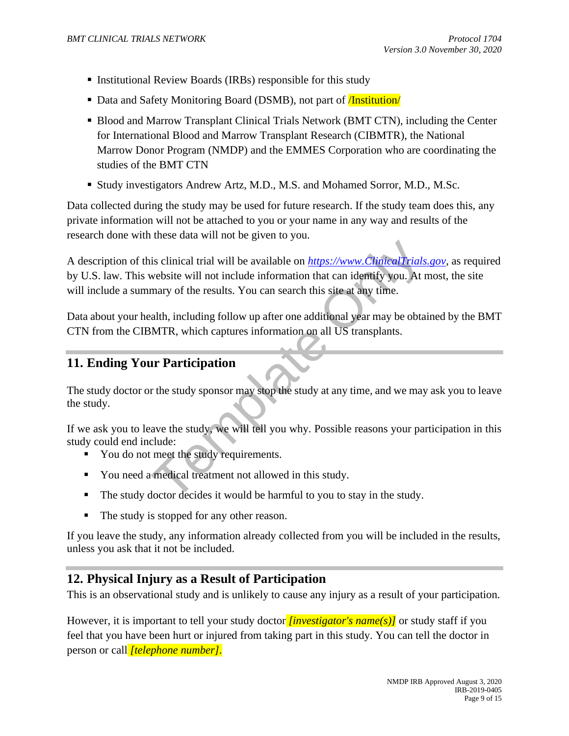- Institutional Review Boards (IRBs) responsible for this study
- Data and Safety Monitoring Board (DSMB), not part of /Institution/
- Blood and Marrow Transplant Clinical Trials Network (BMT CTN), including the Center for International Blood and Marrow Transplant Research (CIBMTR), the National Marrow Donor Program (NMDP) and the EMMES Corporation who are coordinating the studies of the BMT CTN
- Study investigators Andrew Artz, M.D., M.S. and Mohamed Sorror, M.D., M.Sc.

Data collected during the study may be used for future research. If the study team does this, any private information will not be attached to you or your name in any way and results of the research done with these data will not be given to you.

A description of this clinical trial will be available on *https://www.ClinicalTrials.gov*, as required by U.S. law. This website will not include information that can identify you. At most, the site will include a summary of the results. You can search this site at any time.

Data about your health, including follow up after one additional year may be obtained by the BMT CTN from the CIBMTR, which captures information on all US transplants.

## 11. Ending Your Participation

The study doctor or the study sponsor may stop the study at any time, and we may ask you to leave the study.

If we ask you to leave the study, we will tell you why. Possible reasons your participation in this study could end include:

- You do not meet the study requirements.
- You need a medical treatment not allowed in this study.
- The study doctor decides it would be harmful to you to stay in the study.
- The study is stopped for any other reason.

If you leave the study, any information already collected from you will be included in the results, unless you ask that it not be included.

## 12. Physical Injury as a Result of Participation

This is an observational study and is unlikely to cause any injury as a result of your participation.

However, it is important to tell your study doctor *[investigator's name(s)]* or study staff if you feel that you have been hurt or injured from taking part in this study. You can tell the doctor in person or call *[telephone number]*.

NMDP IRB Approved August 3, 2020
IRB-2019-0405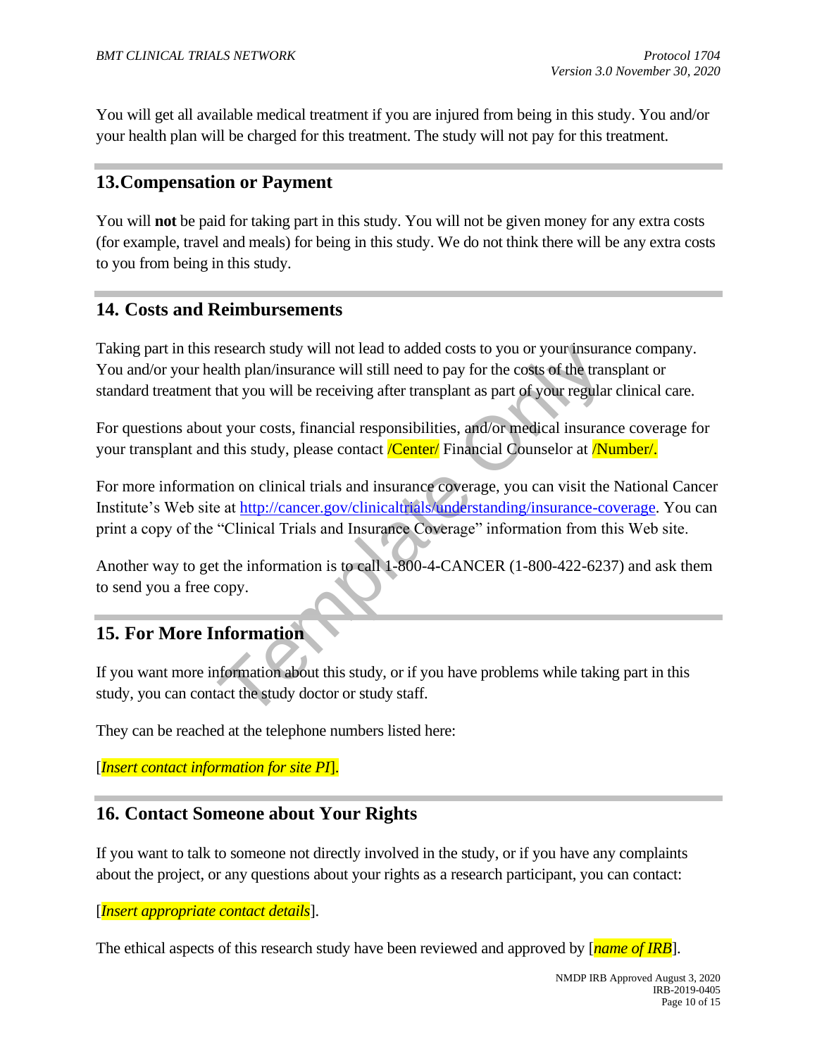You will get all available medical treatment if you are injured from being in this study. You and/or your health plan will be charged for this treatment. The study will not pay for this treatment.

## 13. Compensation or Payment

You will **not** be paid for taking part in this study. You will not be given money for any extra costs (for example, travel and meals) for being in this study. We do not think there will be any extra costs to you from being in this study.

## 14. Costs and Reimbursements

Taking part in this research study will not lead to added costs to you or your insurance company. You and/or your health plan/insurance will still need to pay for the costs of the transplant or standard treatment that you will be receiving after transplant as part of your regular clinical care.

For questions about your costs, financial responsibilities, and/or medical insurance coverage for your transplant and this study, please contact /Center/ Financial Counselor at /Number/.

For more information on clinical trials and insurance coverage, you can visit the National Cancer Institute's Web site at http://cancer.gov/clinicaltrials/understanding/insurance-coverage. You can print a copy of the "Clinical Trials and Insurance Coverage" information from this Web site.

Another way to get the information is to call 1-800-4-CANCER (1-800-422-6237) and ask them to send you a free copy.

## 15. For More Information

If you want more information about this study, or if you have problems while taking part in this study, you can contact the study doctor or study staff.

They can be reached at the telephone numbers listed here:

[*Insert contact information for site PI*].

## 16. Contact Someone about Your Rights

If you want to talk to someone not directly involved in the study, or if you have any complaints about the project, or any questions about your rights as a research participant, you can contact:

[*Insert appropriate contact details*].

The ethical aspects of this research study have been reviewed and approved by [*name of IRB*].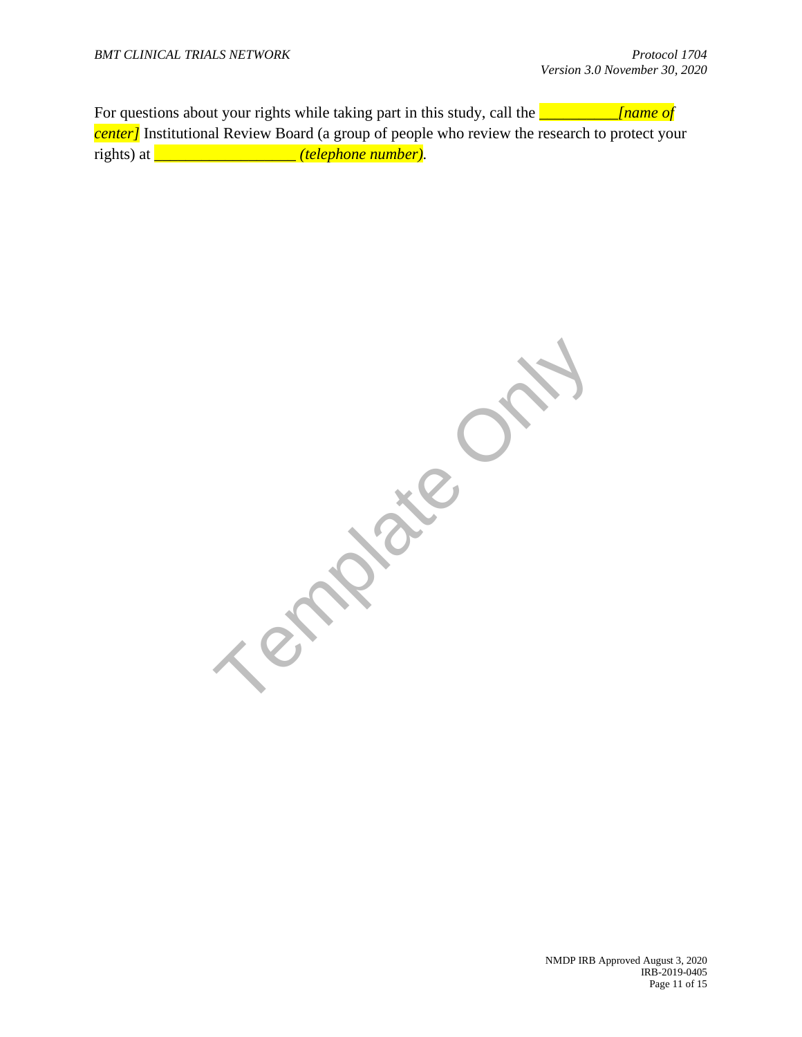For questions about your rights while taking part in this study, call the __________*[name of center]* Institutional Review Board (a group of people who review the research to protect your rights) at __________________ *(telephone number)*.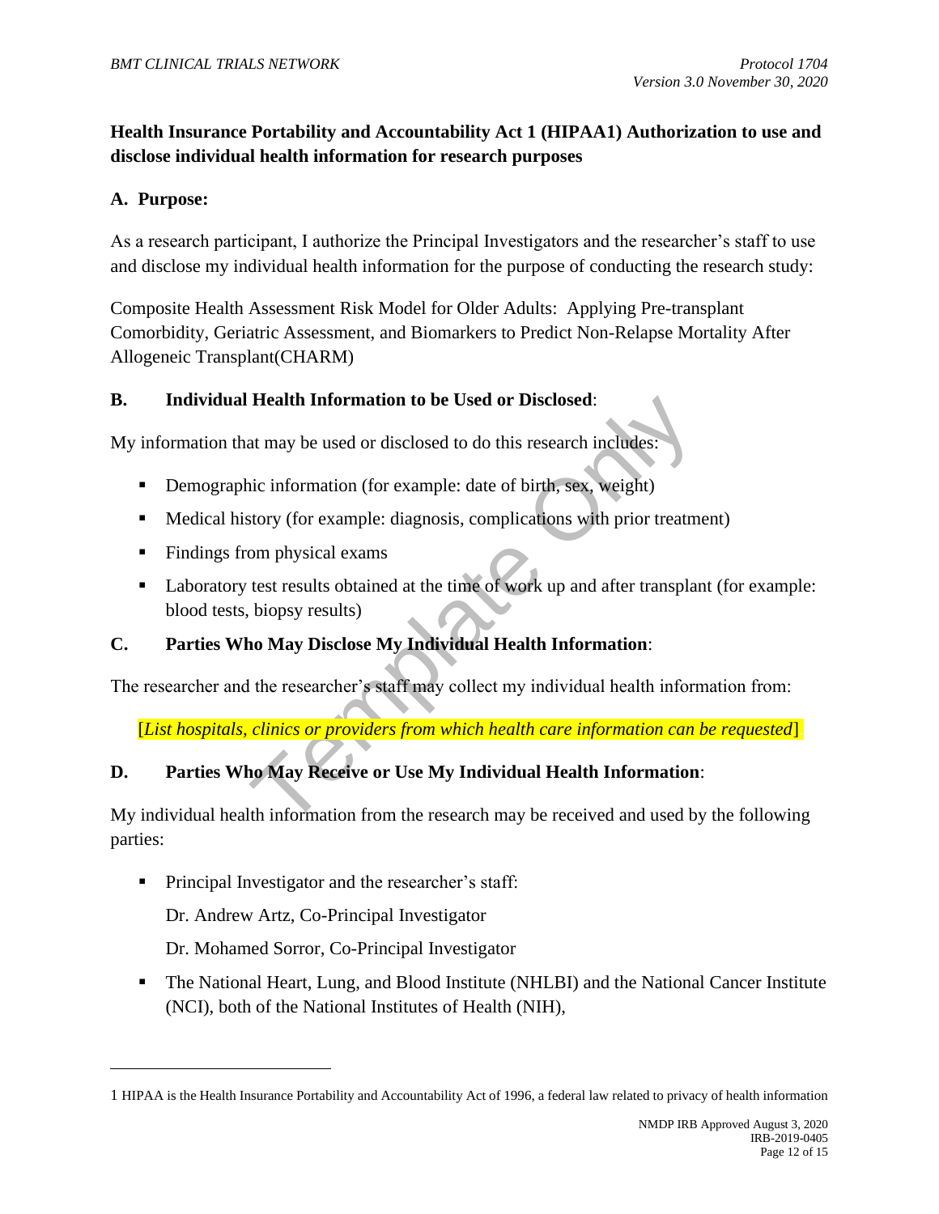**Health Insurance Portability and Accountability Act 1 (HIPAA1) Authorization to use and disclose individual health information for research purposes**

**A. Purpose:**

As a research participant, I authorize the Principal Investigators and the researcher's staff to use and disclose my individual health information for the purpose of conducting the research study:

Composite Health Assessment Risk Model for Older Adults: Applying Pre-transplant Comorbidity, Geriatric Assessment, and Biomarkers to Predict Non-Relapse Mortality After Allogeneic Transplant(CHARM)

**B. Individual Health Information to be Used or Disclosed**:

My information that may be used or disclosed to do this research includes:

- Demographic information (for example: date of birth, sex, weight)
- Medical history (for example: diagnosis, complications with prior treatment)
- Findings from physical exams
- Laboratory test results obtained at the time of work up and after transplant (for example: blood tests, biopsy results)

**C. Parties Who May Disclose My Individual Health Information**:

The researcher and the researcher's staff may collect my individual health information from:

[*List hospitals, clinics or providers from which health care information can be requested*]

**D. Parties Who May Receive or Use My Individual Health Information**:

My individual health information from the research may be received and used by the following parties:

- Principal Investigator and the researcher's staff:

  Dr. Andrew Artz, Co-Principal Investigator

  Dr. Mohamed Sorror, Co-Principal Investigator

- The National Heart, Lung, and Blood Institute (NHLBI) and the National Cancer Institute (NCI), both of the National Institutes of Health (NIH),

---

1 HIPAA is the Health Insurance Portability and Accountability Act of 1996, a federal law related to privacy of health information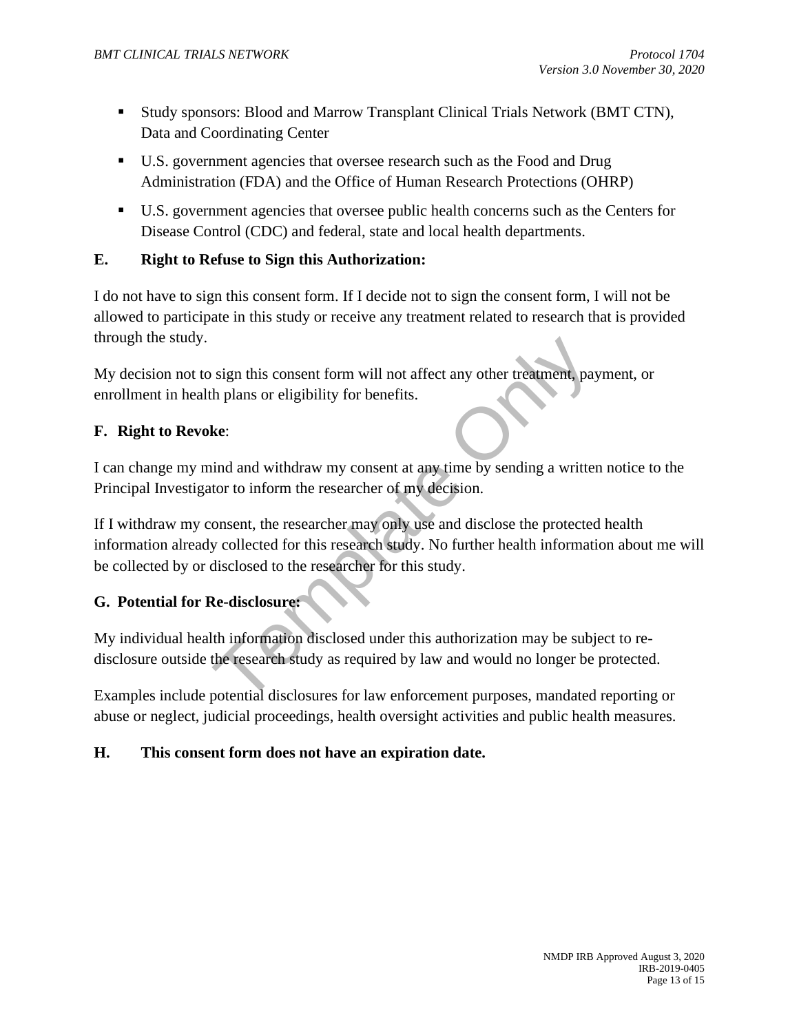- Study sponsors: Blood and Marrow Transplant Clinical Trials Network (BMT CTN), Data and Coordinating Center
- U.S. government agencies that oversee research such as the Food and Drug Administration (FDA) and the Office of Human Research Protections (OHRP)
- U.S. government agencies that oversee public health concerns such as the Centers for Disease Control (CDC) and federal, state and local health departments.

**E. Right to Refuse to Sign this Authorization:**

I do not have to sign this consent form. If I decide not to sign the consent form, I will not be allowed to participate in this study or receive any treatment related to research that is provided through the study.

My decision not to sign this consent form will not affect any other treatment, payment, or enrollment in health plans or eligibility for benefits.

**F. Right to Revoke**:

I can change my mind and withdraw my consent at any time by sending a written notice to the Principal Investigator to inform the researcher of my decision.

If I withdraw my consent, the researcher may only use and disclose the protected health information already collected for this research study. No further health information about me will be collected by or disclosed to the researcher for this study.

**G. Potential for Re-disclosure:**

My individual health information disclosed under this authorization may be subject to re-disclosure outside the research study as required by law and would no longer be protected.

Examples include potential disclosures for law enforcement purposes, mandated reporting or abuse or neglect, judicial proceedings, health oversight activities and public health measures.

**H. This consent form does not have an expiration date.**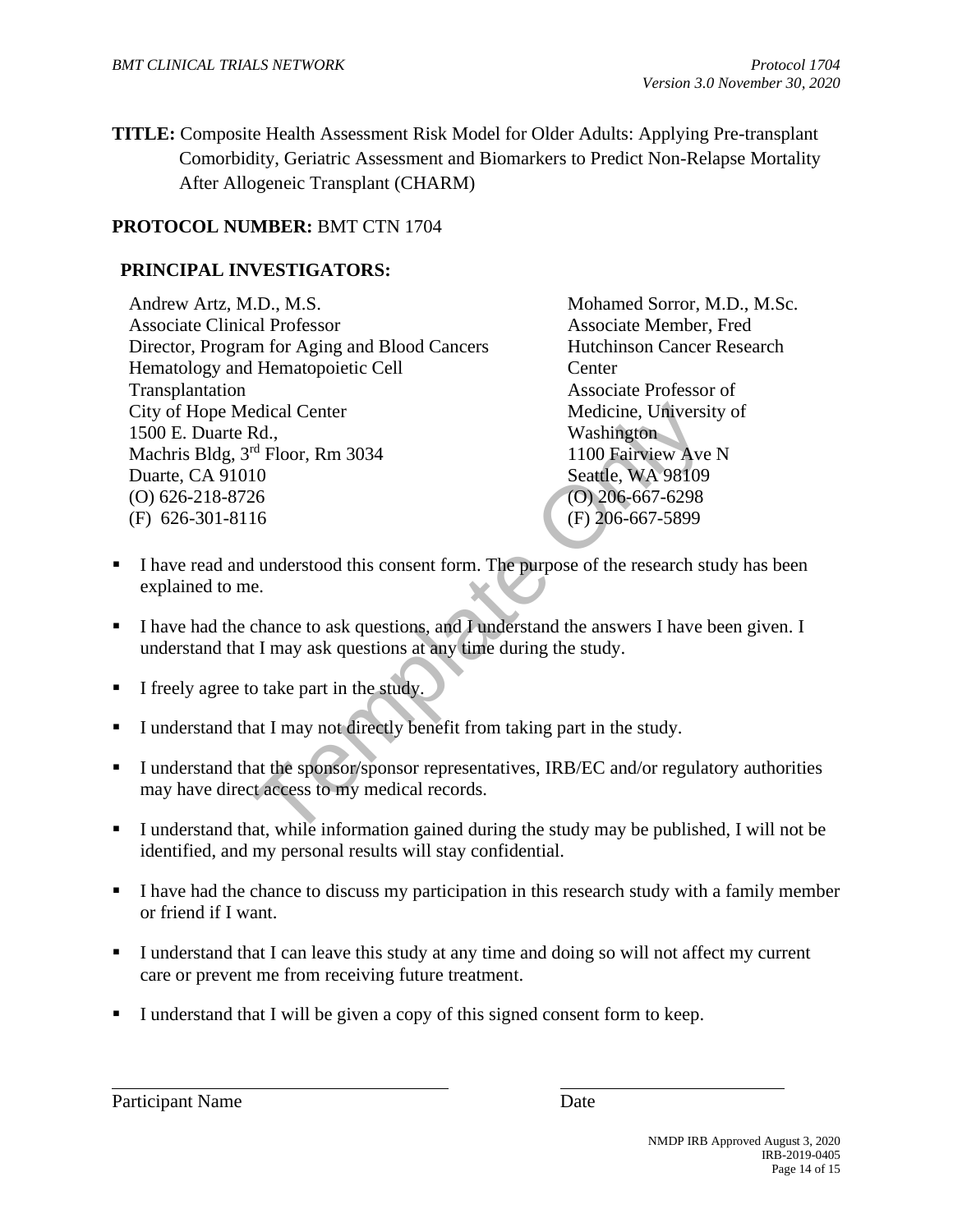**TITLE:** Composite Health Assessment Risk Model for Older Adults: Applying Pre-transplant Comorbidity, Geriatric Assessment and Biomarkers to Predict Non-Relapse Mortality After Allogeneic Transplant (CHARM)

**PROTOCOL NUMBER:** BMT CTN 1704

**PRINCIPAL INVESTIGATORS:**

Andrew Artz, M.D., M.S.
Associate Clinical Professor
Director, Program for Aging and Blood Cancers
Hematology and Hematopoietic Cell Transplantation
City of Hope Medical Center
1500 E. Duarte Rd.,
Machris Bldg, 3rd Floor, Rm 3034
Duarte, CA 91010
(O) 626-218-8726
(F) 626-301-8116

Mohamed Sorror, M.D., M.Sc.
Associate Member, Fred Hutchinson Cancer Research Center
Associate Professor of Medicine, University of Washington
1100 Fairview Ave N
Seattle, WA 98109
(O) 206-667-6298
(F) 206-667-5899

- I have read and understood this consent form. The purpose of the research study has been explained to me.
- I have had the chance to ask questions, and I understand the answers I have been given. I understand that I may ask questions at any time during the study.
- I freely agree to take part in the study.
- I understand that I may not directly benefit from taking part in the study.
- I understand that the sponsor/sponsor representatives, IRB/EC and/or regulatory authorities may have direct access to my medical records.
- I understand that, while information gained during the study may be published, I will not be identified, and my personal results will stay confidential.
- I have had the chance to discuss my participation in this research study with a family member or friend if I want.
- I understand that I can leave this study at any time and doing so will not affect my current care or prevent me from receiving future treatment.
- I understand that I will be given a copy of this signed consent form to keep.

______________________________ ______________________

Participant Name Date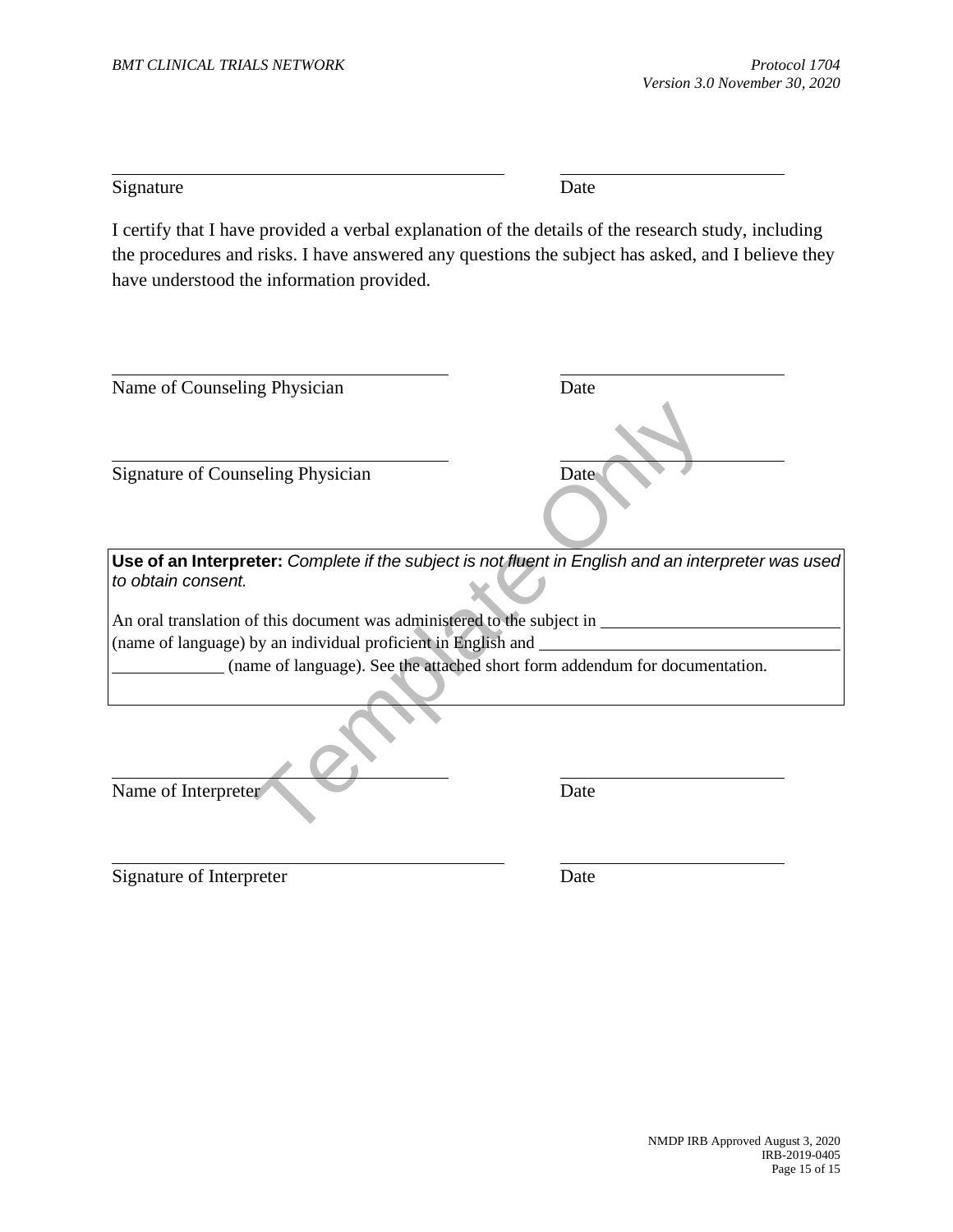_______________________________________________ _________________________

Signature Date

I certify that I have provided a verbal explanation of the details of the research study, including the procedures and risks. I have answered any questions the subject has asked, and I believe they have understood the information provided.

_______________________________________ _________________________

Name of Counseling Physician Date

_______________________________________ _________________________

Signature of Counseling Physician Date

**Use of an Interpreter:** *Complete if the subject is not fluent in English and an interpreter was used to obtain consent.*

An oral translation of this document was administered to the subject in ____________________________ (name of language) by an individual proficient in English and ____________________________ ____________ (name of language). See the attached short form addendum for documentation.

_______________________________________ _________________________

Name of Interpreter Date

_______________________________________________ _________________________

Signature of Interpreter Date

Template Only